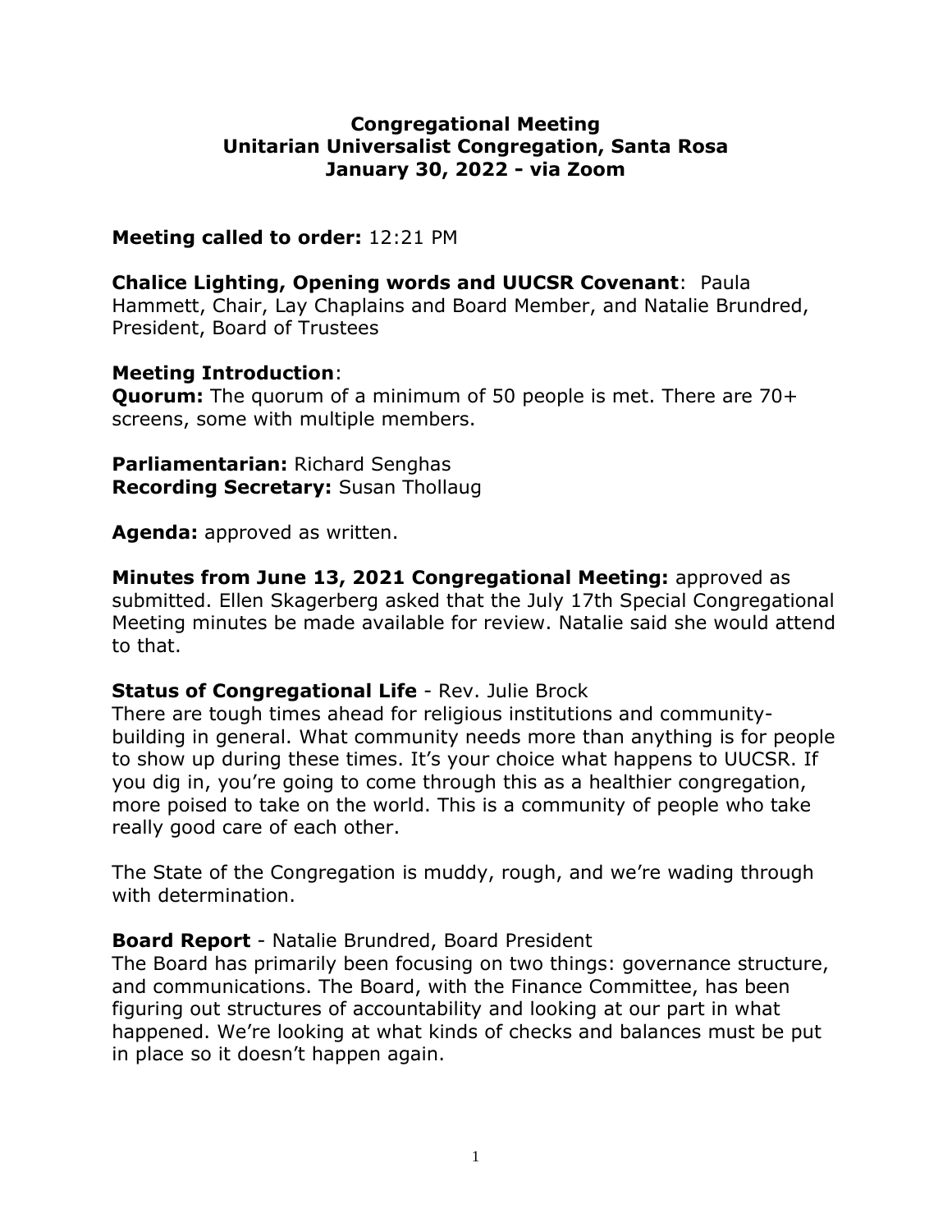# Congregational Meeting
# Unitarian Universalist Congregation, Santa Rosa
# January 30, 2022 - via Zoom

**Meeting called to order:** 12:21 PM

**Chalice Lighting, Opening words and UUCSR Covenant**: Paula Hammett, Chair, Lay Chaplains and Board Member, and Natalie Brundred, President, Board of Trustees

**Meeting Introduction**:
**Quorum:** The quorum of a minimum of 50 people is met. There are 70+ screens, some with multiple members.

**Parliamentarian:** Richard Senghas
**Recording Secretary:** Susan Thollaug

**Agenda:** approved as written.

**Minutes from June 13, 2021 Congregational Meeting:** approved as submitted. Ellen Skagerberg asked that the July 17th Special Congregational Meeting minutes be made available for review. Natalie said she would attend to that.

**Status of Congregational Life** - Rev. Julie Brock
There are tough times ahead for religious institutions and community-building in general. What community needs more than anything is for people to show up during these times. It's your choice what happens to UUCSR. If you dig in, you're going to come through this as a healthier congregation, more poised to take on the world. This is a community of people who take really good care of each other.

The State of the Congregation is muddy, rough, and we're wading through with determination.

**Board Report** - Natalie Brundred, Board President
The Board has primarily been focusing on two things: governance structure, and communications. The Board, with the Finance Committee, has been figuring out structures of accountability and looking at our part in what happened. We're looking at what kinds of checks and balances must be put in place so it doesn't happen again.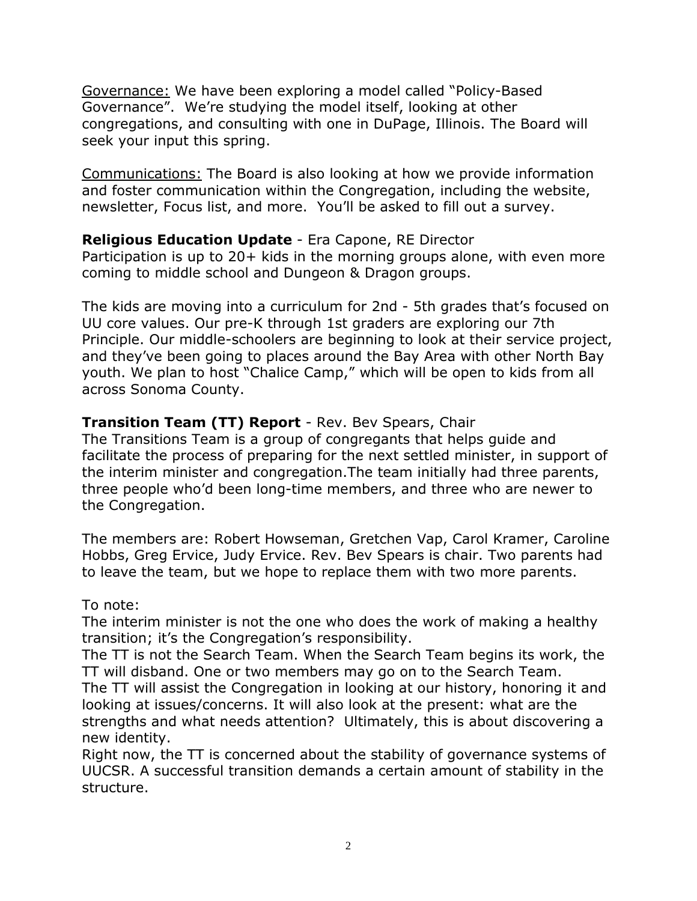<u>Governance:</u> We have been exploring a model called "Policy-Based Governance". We're studying the model itself, looking at other congregations, and consulting with one in DuPage, Illinois. The Board will seek your input this spring.

<u>Communications:</u> The Board is also looking at how we provide information and foster communication within the Congregation, including the website, newsletter, Focus list, and more. You'll be asked to fill out a survey.

**Religious Education Update** - Era Capone, RE Director
Participation is up to 20+ kids in the morning groups alone, with even more coming to middle school and Dungeon & Dragon groups.

The kids are moving into a curriculum for 2nd - 5th grades that's focused on UU core values. Our pre-K through 1st graders are exploring our 7th Principle. Our middle-schoolers are beginning to look at their service project, and they've been going to places around the Bay Area with other North Bay youth. We plan to host "Chalice Camp," which will be open to kids from all across Sonoma County.

**Transition Team (TT) Report** - Rev. Bev Spears, Chair
The Transitions Team is a group of congregants that helps guide and facilitate the process of preparing for the next settled minister, in support of the interim minister and congregation.The team initially had three parents, three people who'd been long-time members, and three who are newer to the Congregation.

The members are: Robert Howseman, Gretchen Vap, Carol Kramer, Caroline Hobbs, Greg Ervice, Judy Ervice. Rev. Bev Spears is chair. Two parents had to leave the team, but we hope to replace them with two more parents.

To note:
The interim minister is not the one who does the work of making a healthy transition; it's the Congregation's responsibility.
The TT is not the Search Team. When the Search Team begins its work, the TT will disband. One or two members may go on to the Search Team.
The TT will assist the Congregation in looking at our history, honoring it and looking at issues/concerns. It will also look at the present: what are the strengths and what needs attention? Ultimately, this is about discovering a new identity.
Right now, the TT is concerned about the stability of governance systems of UUCSR. A successful transition demands a certain amount of stability in the structure.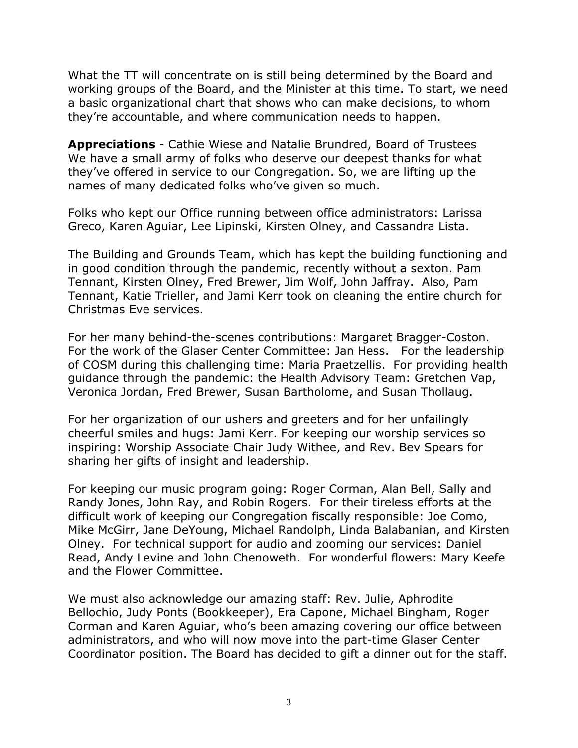What the TT will concentrate on is still being determined by the Board and working groups of the Board, and the Minister at this time. To start, we need a basic organizational chart that shows who can make decisions, to whom they're accountable, and where communication needs to happen.

**Appreciations** - Cathie Wiese and Natalie Brundred, Board of Trustees
We have a small army of folks who deserve our deepest thanks for what they've offered in service to our Congregation. So, we are lifting up the names of many dedicated folks who've given so much.

Folks who kept our Office running between office administrators: Larissa Greco, Karen Aguiar, Lee Lipinski, Kirsten Olney, and Cassandra Lista.

The Building and Grounds Team, which has kept the building functioning and in good condition through the pandemic, recently without a sexton. Pam Tennant, Kirsten Olney, Fred Brewer, Jim Wolf, John Jaffray. Also, Pam Tennant, Katie Trieller, and Jami Kerr took on cleaning the entire church for Christmas Eve services.

For her many behind-the-scenes contributions: Margaret Bragger-Coston. For the work of the Glaser Center Committee: Jan Hess. For the leadership of COSM during this challenging time: Maria Praetzellis. For providing health guidance through the pandemic: the Health Advisory Team: Gretchen Vap, Veronica Jordan, Fred Brewer, Susan Bartholome, and Susan Thollaug.

For her organization of our ushers and greeters and for her unfailingly cheerful smiles and hugs: Jami Kerr. For keeping our worship services so inspiring: Worship Associate Chair Judy Withee, and Rev. Bev Spears for sharing her gifts of insight and leadership.

For keeping our music program going: Roger Corman, Alan Bell, Sally and Randy Jones, John Ray, and Robin Rogers. For their tireless efforts at the difficult work of keeping our Congregation fiscally responsible: Joe Como, Mike McGirr, Jane DeYoung, Michael Randolph, Linda Balabanian, and Kirsten Olney. For technical support for audio and zooming our services: Daniel Read, Andy Levine and John Chenoweth. For wonderful flowers: Mary Keefe and the Flower Committee.

We must also acknowledge our amazing staff: Rev. Julie, Aphrodite Bellochio, Judy Ponts (Bookkeeper), Era Capone, Michael Bingham, Roger Corman and Karen Aguiar, who's been amazing covering our office between administrators, and who will now move into the part-time Glaser Center Coordinator position. The Board has decided to gift a dinner out for the staff.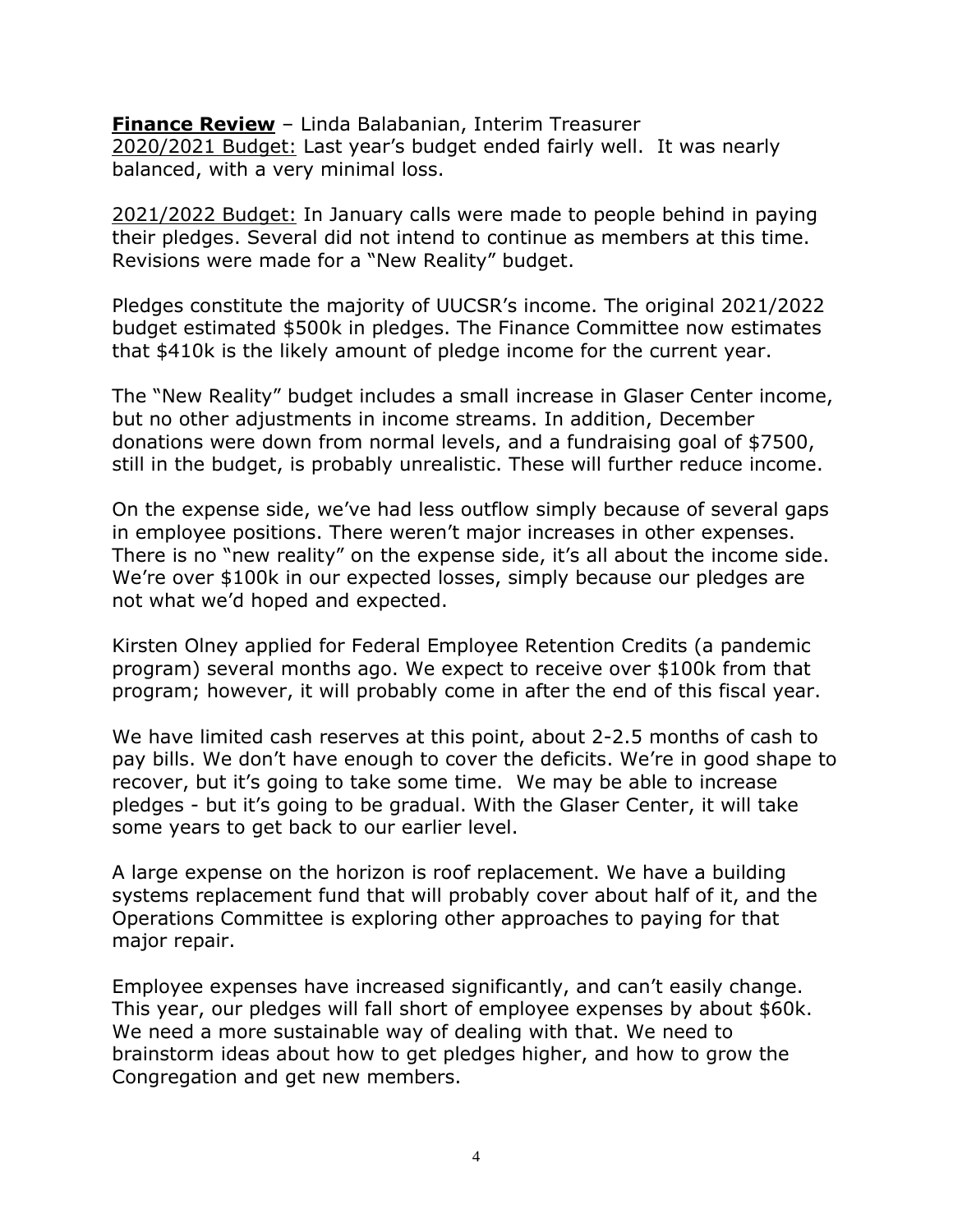**Finance Review** – Linda Balabanian, Interim Treasurer

2020/2021 Budget: Last year's budget ended fairly well. It was nearly balanced, with a very minimal loss.

2021/2022 Budget: In January calls were made to people behind in paying their pledges. Several did not intend to continue as members at this time. Revisions were made for a "New Reality" budget.

Pledges constitute the majority of UUCSR's income. The original 2021/2022 budget estimated $500k in pledges. The Finance Committee now estimates that $410k is the likely amount of pledge income for the current year.

The "New Reality" budget includes a small increase in Glaser Center income, but no other adjustments in income streams. In addition, December donations were down from normal levels, and a fundraising goal of $7500, still in the budget, is probably unrealistic. These will further reduce income.

On the expense side, we've had less outflow simply because of several gaps in employee positions. There weren't major increases in other expenses. There is no "new reality" on the expense side, it's all about the income side. We're over $100k in our expected losses, simply because our pledges are not what we'd hoped and expected.

Kirsten Olney applied for Federal Employee Retention Credits (a pandemic program) several months ago. We expect to receive over $100k from that program; however, it will probably come in after the end of this fiscal year.

We have limited cash reserves at this point, about 2-2.5 months of cash to pay bills. We don't have enough to cover the deficits. We're in good shape to recover, but it's going to take some time. We may be able to increase pledges - but it's going to be gradual. With the Glaser Center, it will take some years to get back to our earlier level.

A large expense on the horizon is roof replacement. We have a building systems replacement fund that will probably cover about half of it, and the Operations Committee is exploring other approaches to paying for that major repair.

Employee expenses have increased significantly, and can't easily change. This year, our pledges will fall short of employee expenses by about $60k. We need a more sustainable way of dealing with that. We need to brainstorm ideas about how to get pledges higher, and how to grow the Congregation and get new members.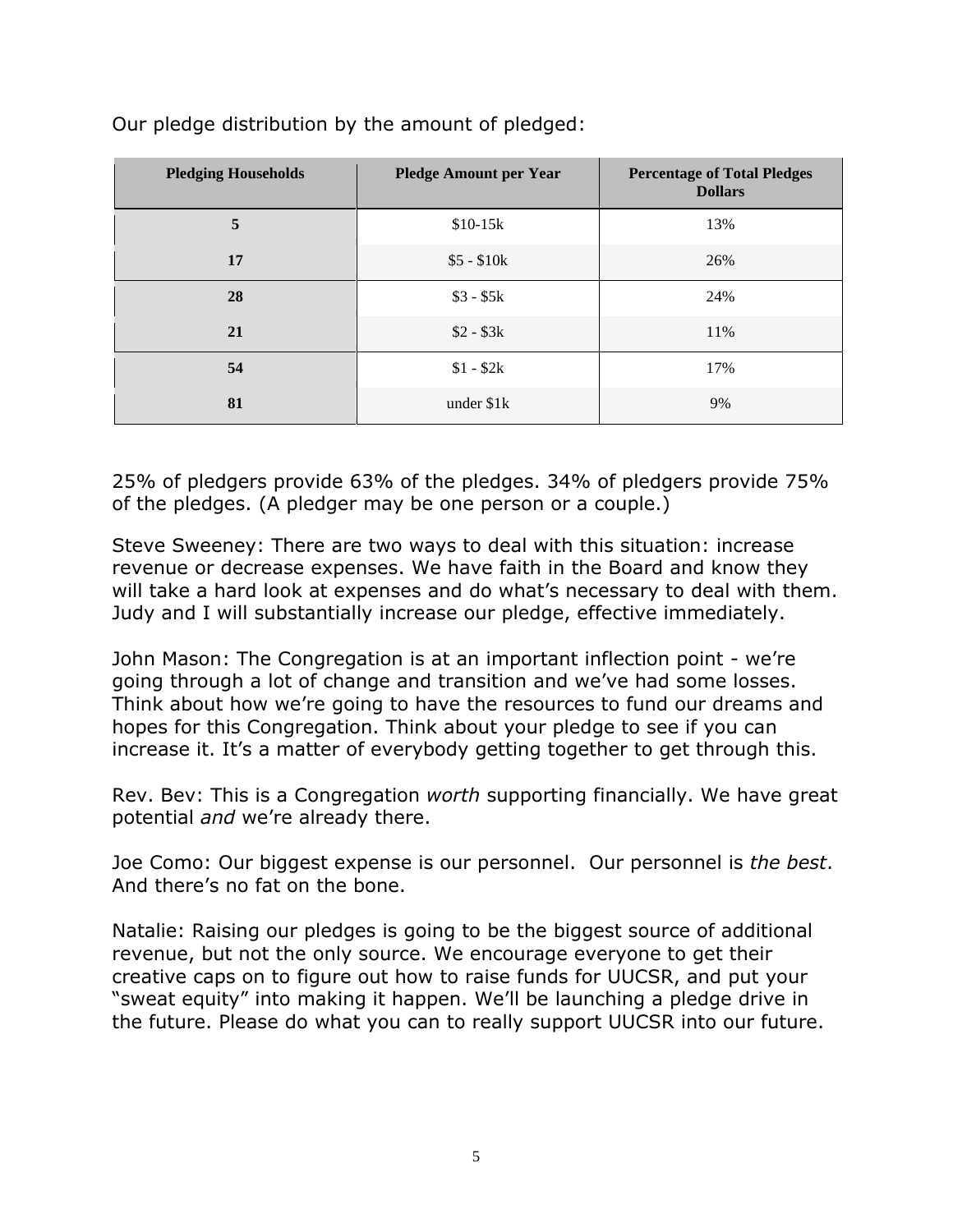Our pledge distribution by the amount of pledged:

| Pledging Households | Pledge Amount per Year | Percentage of Total Pledges Dollars |
| --- | --- | --- |
| **5** | $10-15k | 13% |
| **17** | $5 - $10k | 26% |
| **28** | $3 - $5k | 24% |
| **21** | $2 - $3k | 11% |
| **54** | $1 - $2k | 17% |
| **81** | under $1k | 9% |

25% of pledgers provide 63% of the pledges. 34% of pledgers provide 75% of the pledges. (A pledger may be one person or a couple.)

Steve Sweeney: There are two ways to deal with this situation: increase revenue or decrease expenses. We have faith in the Board and know they will take a hard look at expenses and do what's necessary to deal with them. Judy and I will substantially increase our pledge, effective immediately.

John Mason: The Congregation is at an important inflection point - we're going through a lot of change and transition and we've had some losses. Think about how we're going to have the resources to fund our dreams and hopes for this Congregation. Think about your pledge to see if you can increase it. It's a matter of everybody getting together to get through this.

Rev. Bev: This is a Congregation *worth* supporting financially. We have great potential *and* we're already there.

Joe Como: Our biggest expense is our personnel. Our personnel is *the best*. And there's no fat on the bone.

Natalie: Raising our pledges is going to be the biggest source of additional revenue, but not the only source. We encourage everyone to get their creative caps on to figure out how to raise funds for UUCSR, and put your "sweat equity" into making it happen. We'll be launching a pledge drive in the future. Please do what you can to really support UUCSR into our future.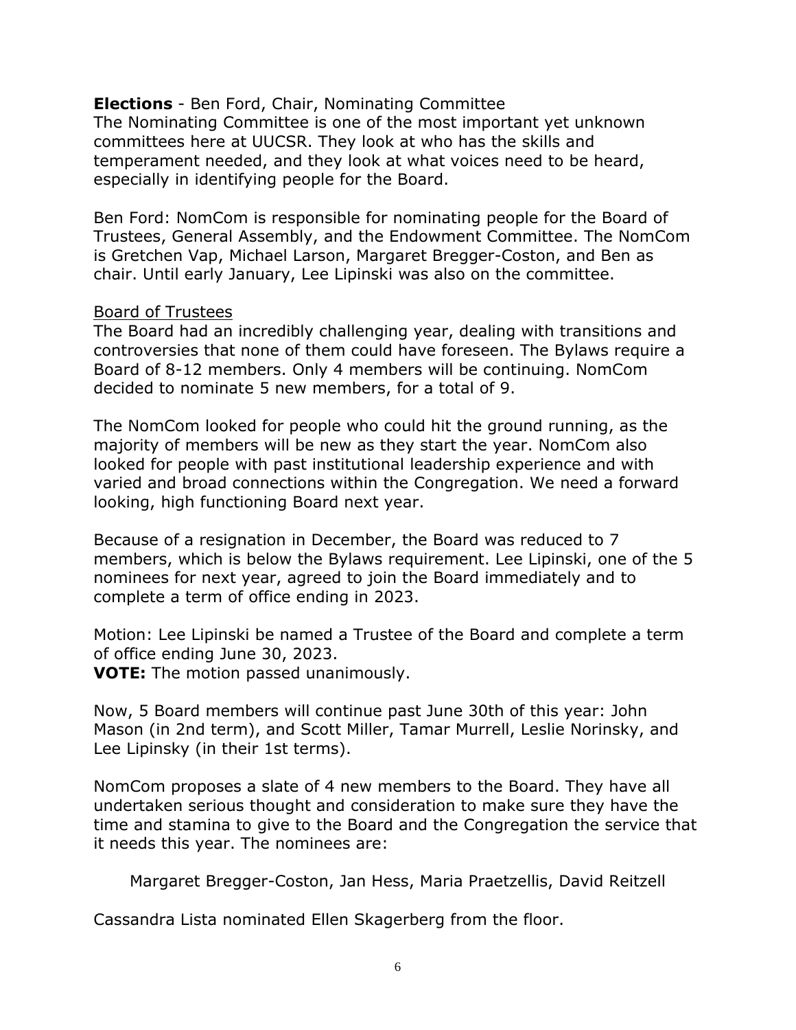**Elections** - Ben Ford, Chair, Nominating Committee
The Nominating Committee is one of the most important yet unknown committees here at UUCSR. They look at who has the skills and temperament needed, and they look at what voices need to be heard, especially in identifying people for the Board.

Ben Ford: NomCom is responsible for nominating people for the Board of Trustees, General Assembly, and the Endowment Committee. The NomCom is Gretchen Vap, Michael Larson, Margaret Bregger-Coston, and Ben as chair. Until early January, Lee Lipinski was also on the committee.

<u>Board of Trustees</u>
The Board had an incredibly challenging year, dealing with transitions and controversies that none of them could have foreseen. The Bylaws require a Board of 8-12 members. Only 4 members will be continuing. NomCom decided to nominate 5 new members, for a total of 9.

The NomCom looked for people who could hit the ground running, as the majority of members will be new as they start the year. NomCom also looked for people with past institutional leadership experience and with varied and broad connections within the Congregation. We need a forward looking, high functioning Board next year.

Because of a resignation in December, the Board was reduced to 7 members, which is below the Bylaws requirement. Lee Lipinski, one of the 5 nominees for next year, agreed to join the Board immediately and to complete a term of office ending in 2023.

Motion: Lee Lipinski be named a Trustee of the Board and complete a term of office ending June 30, 2023.
**VOTE:** The motion passed unanimously.

Now, 5 Board members will continue past June 30th of this year: John Mason (in 2nd term), and Scott Miller, Tamar Murrell, Leslie Norinsky, and Lee Lipinsky (in their 1st terms).

NomCom proposes a slate of 4 new members to the Board. They have all undertaken serious thought and consideration to make sure they have the time and stamina to give to the Board and the Congregation the service that it needs this year. The nominees are:

Margaret Bregger-Coston, Jan Hess, Maria Praetzellis, David Reitzell

Cassandra Lista nominated Ellen Skagerberg from the floor.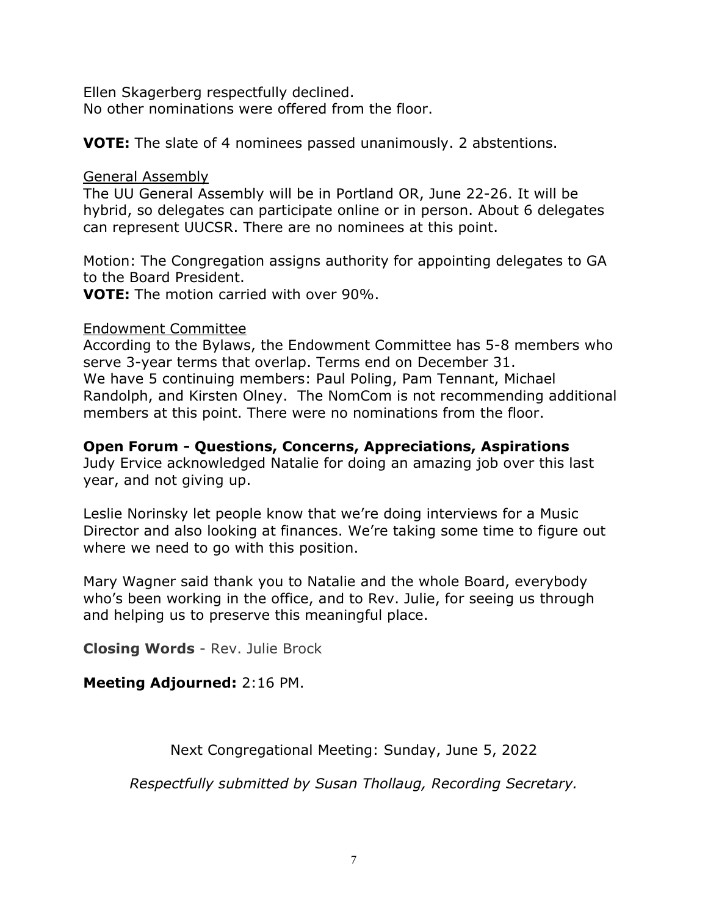Ellen Skagerberg respectfully declined.
No other nominations were offered from the floor.

**VOTE:** The slate of 4 nominees passed unanimously. 2 abstentions.

General Assembly

The UU General Assembly will be in Portland OR, June 22-26. It will be hybrid, so delegates can participate online or in person. About 6 delegates can represent UUCSR. There are no nominees at this point.

Motion: The Congregation assigns authority for appointing delegates to GA to the Board President.
**VOTE:** The motion carried with over 90%.

Endowment Committee

According to the Bylaws, the Endowment Committee has 5-8 members who serve 3-year terms that overlap. Terms end on December 31.
We have 5 continuing members: Paul Poling, Pam Tennant, Michael Randolph, and Kirsten Olney. The NomCom is not recommending additional members at this point. There were no nominations from the floor.

**Open Forum - Questions, Concerns, Appreciations, Aspirations**

Judy Ervice acknowledged Natalie for doing an amazing job over this last year, and not giving up.

Leslie Norinsky let people know that we're doing interviews for a Music Director and also looking at finances. We're taking some time to figure out where we need to go with this position.

Mary Wagner said thank you to Natalie and the whole Board, everybody who's been working in the office, and to Rev. Julie, for seeing us through and helping us to preserve this meaningful place.

**Closing Words** - Rev. Julie Brock

**Meeting Adjourned:** 2:16 PM.

Next Congregational Meeting: Sunday, June 5, 2022

*Respectfully submitted by Susan Thollaug, Recording Secretary.*